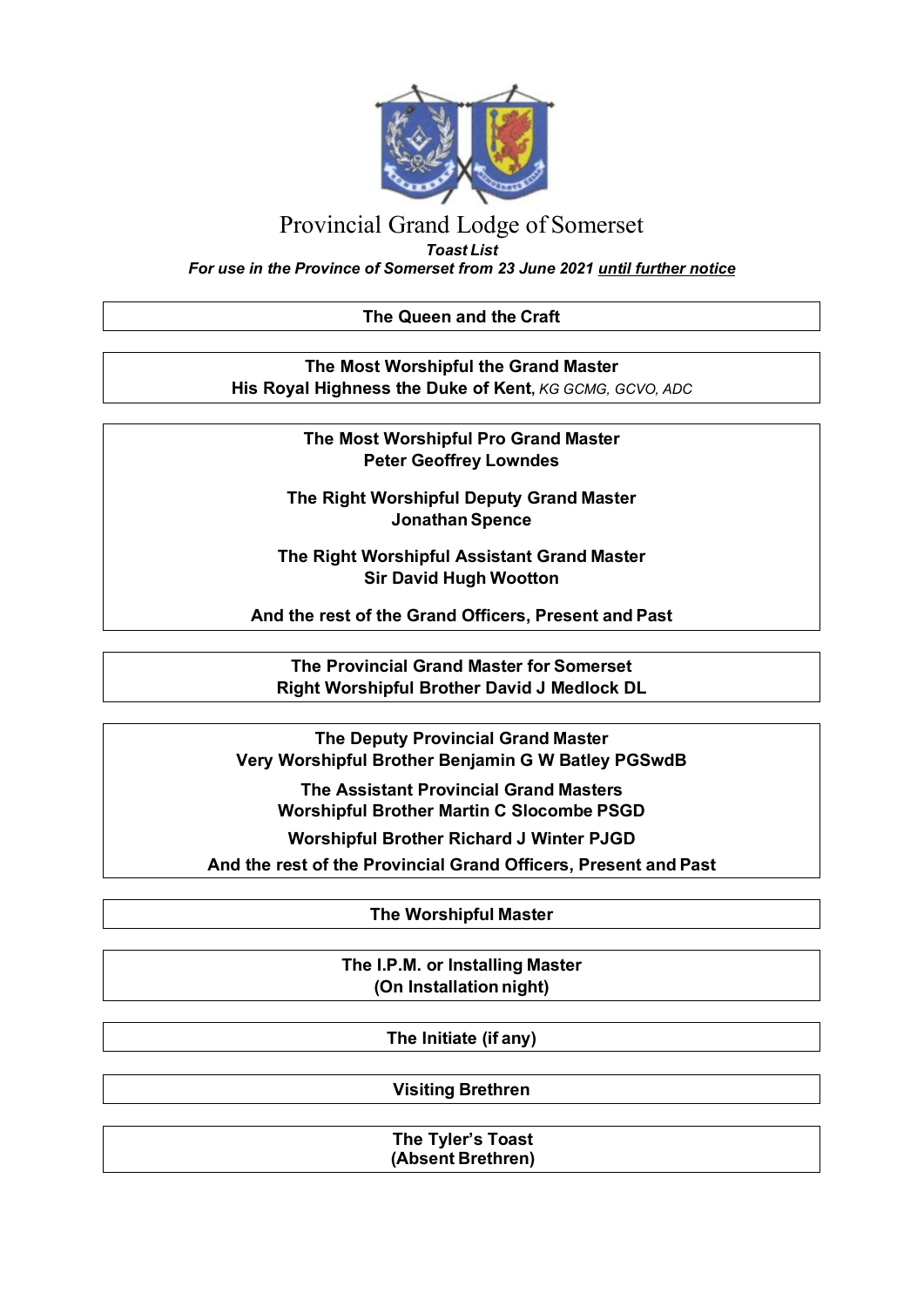# Provincial Grand Lodge of Somerset

***Toast List***

***For use in the Province of Somerset from 23 June 2021 until further notice***

---

**The Queen and the Craft**

---

**The Most Worshipful the Grand Master**
**His Royal Highness the Duke of Kent**, *KG GCMG, GCVO, ADC*

---

**The Most Worshipful Pro Grand Master**
**Peter Geoffrey Lowndes**

**The Right Worshipful Deputy Grand Master**
**Jonathan Spence**

**The Right Worshipful Assistant Grand Master**
**Sir David Hugh Wootton**

**And the rest of the Grand Officers, Present and Past**

---

**The Provincial Grand Master for Somerset**
**Right Worshipful Brother David J Medlock DL**

---

**The Deputy Provincial Grand Master**
**Very Worshipful Brother Benjamin G W Batley PGSwdB**

**The Assistant Provincial Grand Masters**
**Worshipful Brother Martin C Slocombe PSGD**

**Worshipful Brother Richard J Winter PJGD**

**And the rest of the Provincial Grand Officers, Present and Past**

---

**The Worshipful Master**

---

**The I.P.M. or Installing Master**
**(On Installation night)**

---

**The Initiate (if any)**

---

**Visiting Brethren**

---

**The Tyler's Toast**
**(Absent Brethren)**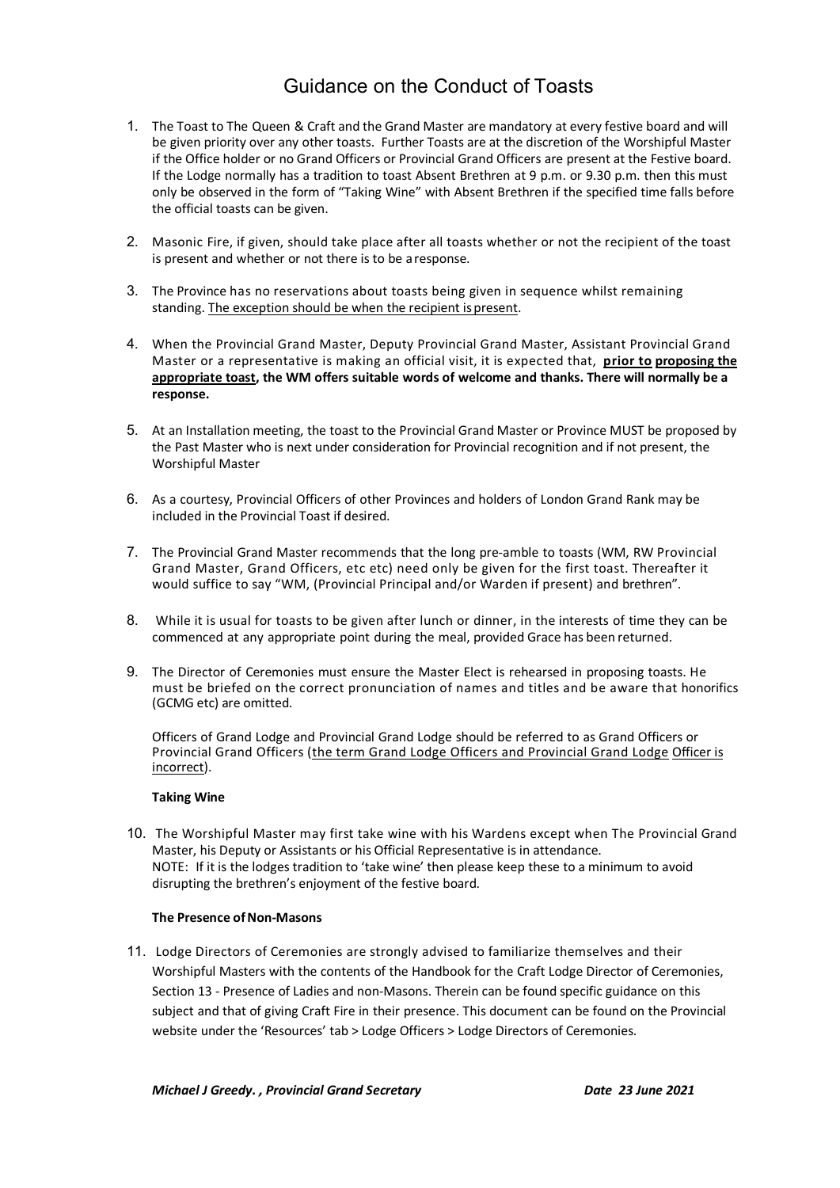# Guidance on the Conduct of Toasts

1. The Toast to The Queen & Craft and the Grand Master are mandatory at every festive board and will be given priority over any other toasts. Further Toasts are at the discretion of the Worshipful Master if the Office holder or no Grand Officers or Provincial Grand Officers are present at the Festive board. If the Lodge normally has a tradition to toast Absent Brethren at 9 p.m. or 9.30 p.m. then this must only be observed in the form of "Taking Wine" with Absent Brethren if the specified time falls before the official toasts can be given.

2. Masonic Fire, if given, should take place after all toasts whether or not the recipient of the toast is present and whether or not there is to be a response.

3. The Province has no reservations about toasts being given in sequence whilst remaining standing. <u>The exception should be when the recipient is present</u>.

4. When the Provincial Grand Master, Deputy Provincial Grand Master, Assistant Provincial Grand Master or a representative is making an official visit, it is expected that, **<u>prior to</u> <u>proposing the appropriate toast</u>, the WM offers suitable words of welcome and thanks. There will normally be a response.**

5. At an Installation meeting, the toast to the Provincial Grand Master or Province MUST be proposed by the Past Master who is next under consideration for Provincial recognition and if not present, the Worshipful Master

6. As a courtesy, Provincial Officers of other Provinces and holders of London Grand Rank may be included in the Provincial Toast if desired.

7. The Provincial Grand Master recommends that the long pre-amble to toasts (WM, RW Provincial Grand Master, Grand Officers, etc etc) need only be given for the first toast. Thereafter it would suffice to say "WM, (Provincial Principal and/or Warden if present) and brethren".

8. While it is usual for toasts to be given after lunch or dinner, in the interests of time they can be commenced at any appropriate point during the meal, provided Grace has been returned.

9. The Director of Ceremonies must ensure the Master Elect is rehearsed in proposing toasts. He must be briefed on the correct pronunciation of names and titles and be aware that honorifics (GCMG etc) are omitted.

   Officers of Grand Lodge and Provincial Grand Lodge should be referred to as Grand Officers or Provincial Grand Officers (<u>the term Grand Lodge Officers and Provincial Grand Lodge Officer is incorrect</u>).

   **Taking Wine**

10. The Worshipful Master may first take wine with his Wardens except when The Provincial Grand Master, his Deputy or Assistants or his Official Representative is in attendance.
    NOTE: If it is the lodges tradition to 'take wine' then please keep these to a minimum to avoid disrupting the brethren's enjoyment of the festive board.

    **The Presence of Non-Masons**

11. Lodge Directors of Ceremonies are strongly advised to familiarize themselves and their Worshipful Masters with the contents of the Handbook for the Craft Lodge Director of Ceremonies, Section 13 - Presence of Ladies and non-Masons. Therein can be found specific guidance on this subject and that of giving Craft Fire in their presence. This document can be found on the Provincial website under the 'Resources' tab > Lodge Officers > Lodge Directors of Ceremonies.

***Michael J Greedy. , Provincial Grand Secretary*** ***Date 23 June 2021***